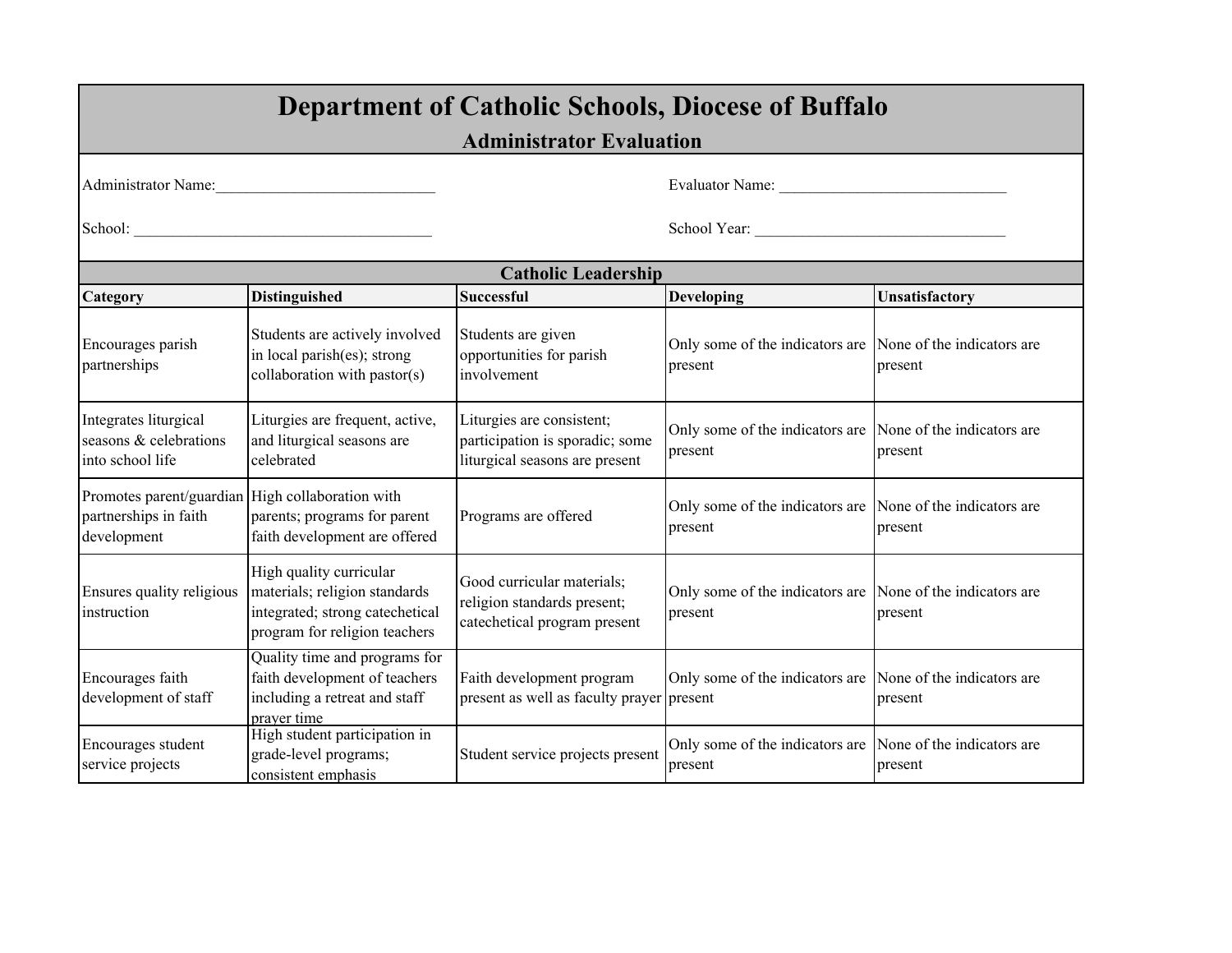# Department of Catholic Schools, Diocese of Buffalo

## Administrator Evaluation

Administrator Name:\_\_\_\_\_\_\_\_\_\_\_\_\_\_\_\_\_\_\_\_\_\_\_\_\_\_\_\_ Evaluator Name: \_\_\_\_\_\_\_\_\_\_\_\_\_\_\_\_\_\_\_\_\_\_\_\_\_\_\_\_\_

School: \_\_\_\_\_\_\_\_\_\_\_\_\_\_\_\_\_\_\_\_\_\_\_\_\_\_\_\_\_\_\_\_\_\_\_\_\_\_ School Year: \_\_\_\_\_\_\_\_\_\_\_\_\_\_\_\_\_\_\_\_\_\_\_\_\_\_\_\_\_\_\_\_

### Catholic Leadership

| Category | Distinguished | Successful | Developing | Unsatisfactory |
|---|---|---|---|---|
| Encourages parish partnerships | Students are actively involved in local parish(es); strong collaboration with pastor(s) | Students are given opportunities for parish involvement | Only some of the indicators are present | None of the indicators are present |
| Integrates liturgical seasons & celebrations into school life | Liturgies are frequent, active, and liturgical seasons are celebrated | Liturgies are consistent; participation is sporadic; some liturgical seasons are present | Only some of the indicators are present | None of the indicators are present |
| Promotes parent/guardian partnerships in faith development | High collaboration with parents; programs for parent faith development are offered | Programs are offered | Only some of the indicators are present | None of the indicators are present |
| Ensures quality religious instruction | High quality curricular materials; religion standards integrated; strong catechetical program for religion teachers | Good curricular materials; religion standards present; catechetical program present | Only some of the indicators are present | None of the indicators are present |
| Encourages faith development of staff | Quality time and programs for faith development of teachers including a retreat and staff prayer time | Faith development program present as well as faculty prayer | Only some of the indicators are present | None of the indicators are present |
| Encourages student service projects | High student participation in grade-level programs; consistent emphasis | Student service projects present | Only some of the indicators are present | None of the indicators are present |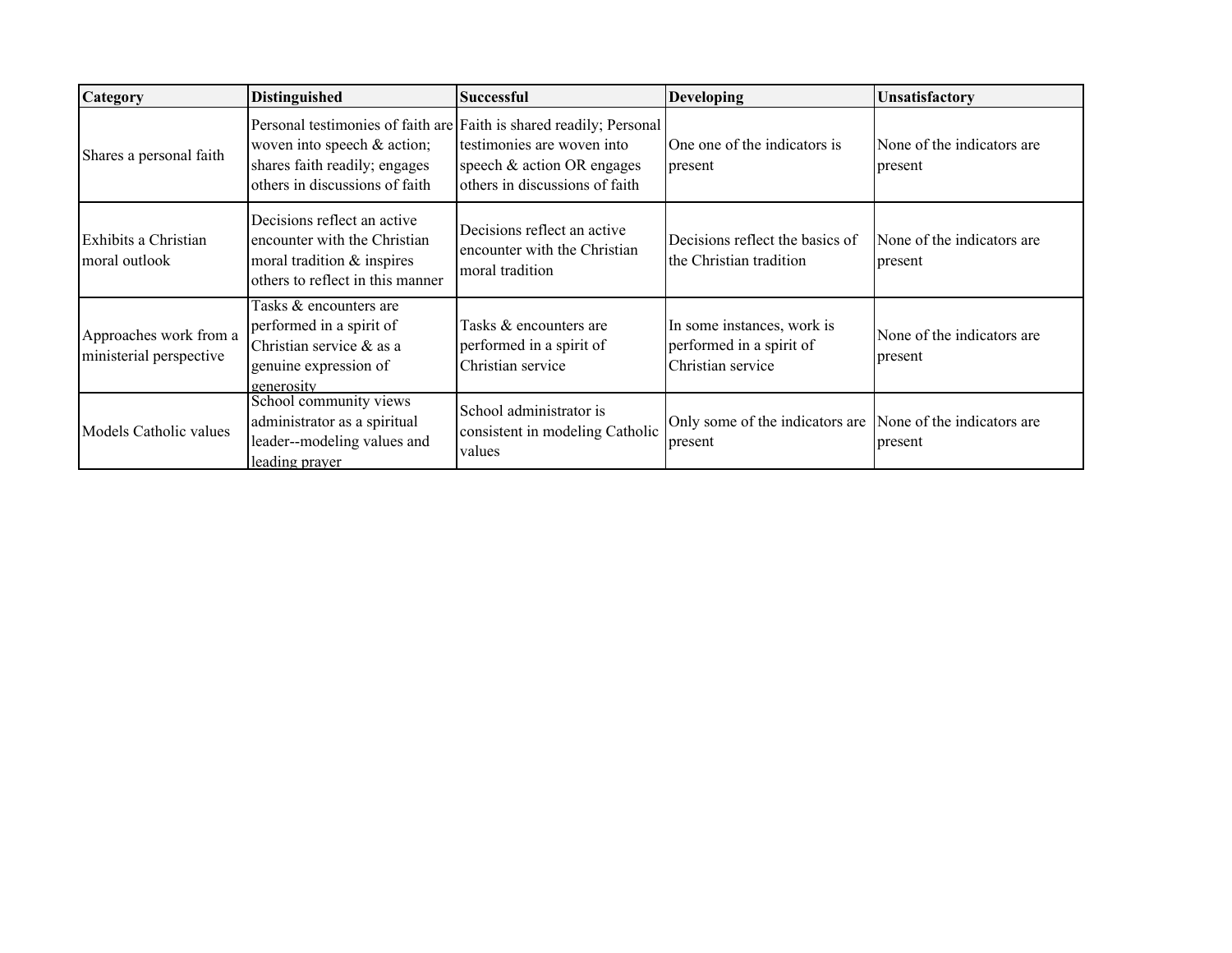| Category | Distinguished | Successful | Developing | Unsatisfactory |
| --- | --- | --- | --- | --- |
| Shares a personal faith | Personal testimonies of faith are woven into speech & action; shares faith readily; engages others in discussions of faith | Faith is shared readily; Personal testimonies are woven into speech & action OR engages others in discussions of faith | One one of the indicators is present | None of the indicators are present |
| Exhibits a Christian moral outlook | Decisions reflect an active encounter with the Christian moral tradition & inspires others to reflect in this manner | Decisions reflect an active encounter with the Christian moral tradition | Decisions reflect the basics of the Christian tradition | None of the indicators are present |
| Approaches work from a ministerial perspective | Tasks & encounters are performed in a spirit of Christian service & as a genuine expression of generosity | Tasks & encounters are performed in a spirit of Christian service | In some instances, work is performed in a spirit of Christian service | None of the indicators are present |
| Models Catholic values | School community views administrator as a spiritual leader--modeling values and leading prayer | School administrator is consistent in modeling Catholic values | Only some of the indicators are present | None of the indicators are present |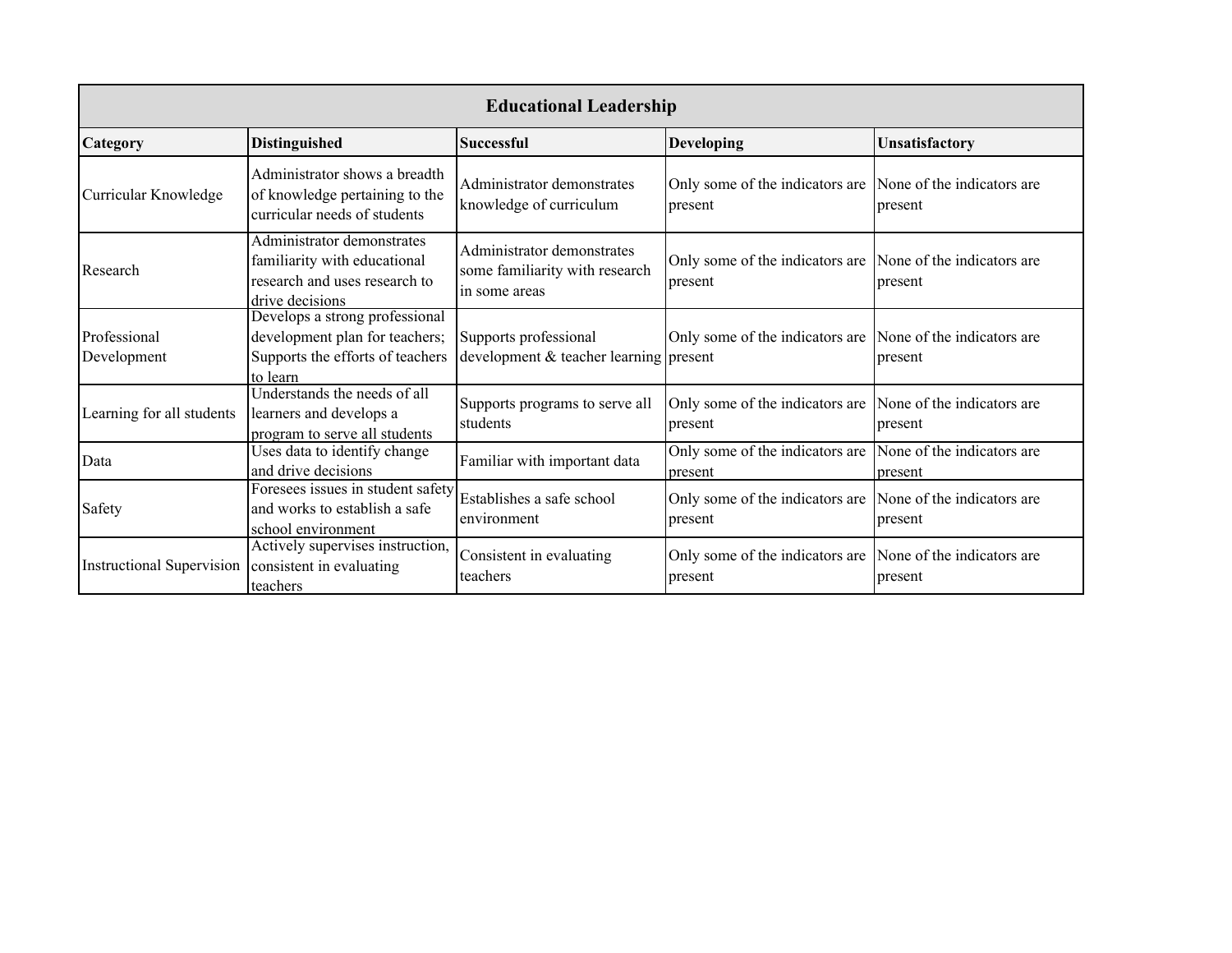| Educational Leadership | | | | |
|---|---|---|---|---|
| **Category** | **Distinguished** | **Successful** | **Developing** | **Unsatisfactory** |
| Curricular Knowledge | Administrator shows a breadth of knowledge pertaining to the curricular needs of students | Administrator demonstrates knowledge of curriculum | Only some of the indicators are present | None of the indicators are present |
| Research | Administrator demonstrates familiarity with educational research and uses research to drive decisions | Administrator demonstrates some familiarity with research in some areas | Only some of the indicators are present | None of the indicators are present |
| Professional Development | Develops a strong professional development plan for teachers; Supports the efforts of teachers to learn | Supports professional development & teacher learning | Only some of the indicators are present | None of the indicators are present |
| Learning for all students | Understands the needs of all learners and develops a program to serve all students | Supports programs to serve all students | Only some of the indicators are present | None of the indicators are present |
| Data | Uses data to identify change and drive decisions | Familiar with important data | Only some of the indicators are present | None of the indicators are present |
| Safety | Foresees issues in student safety and works to establish a safe school environment | Establishes a safe school environment | Only some of the indicators are present | None of the indicators are present |
| Instructional Supervision | Actively supervises instruction, consistent in evaluating teachers | Consistent in evaluating teachers | Only some of the indicators are present | None of the indicators are present |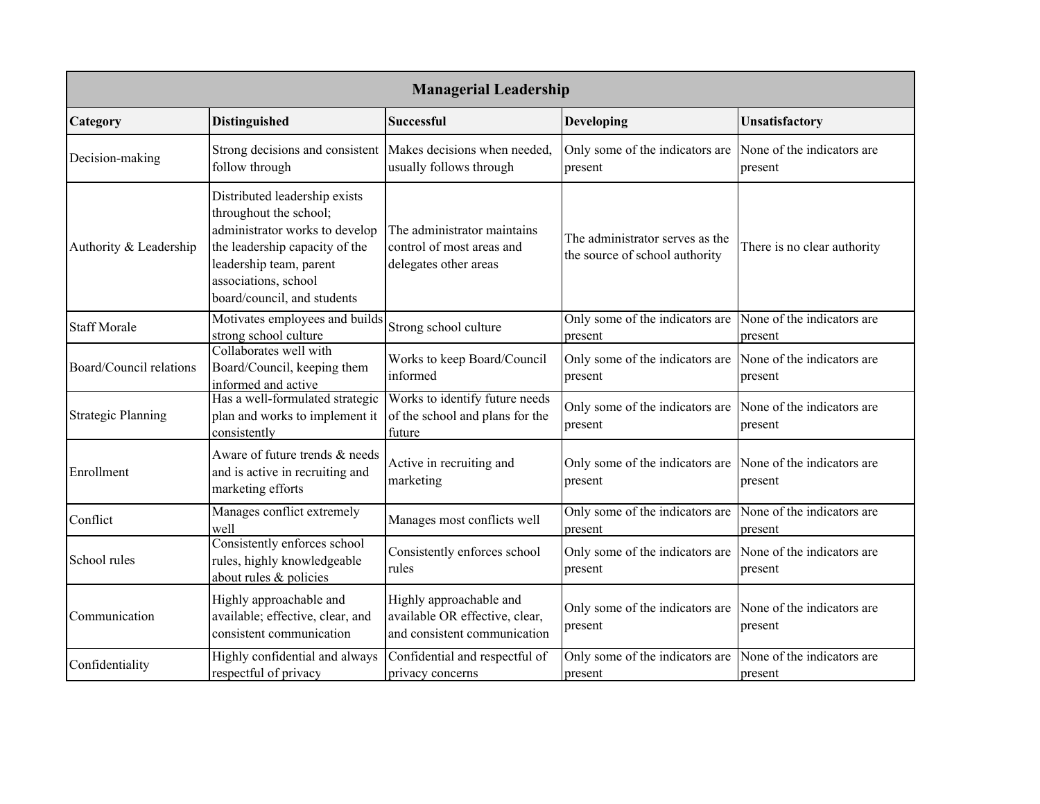| Managerial Leadership | | | | |
|---|---|---|---|---|
| **Category** | **Distinguished** | **Successful** | **Developing** | **Unsatisfactory** |
| Decision-making | Strong decisions and consistent follow through | Makes decisions when needed, usually follows through | Only some of the indicators are present | None of the indicators are present |
| Authority & Leadership | Distributed leadership exists throughout the school; administrator works to develop the leadership capacity of the leadership team, parent associations, school board/council, and students | The administrator maintains control of most areas and delegates other areas | The administrator serves as the the source of school authority | There is no clear authority |
| Staff Morale | Motivates employees and builds strong school culture | Strong school culture | Only some of the indicators are present | None of the indicators are present |
| Board/Council relations | Collaborates well with Board/Council, keeping them informed and active | Works to keep Board/Council informed | Only some of the indicators are present | None of the indicators are present |
| Strategic Planning | Has a well-formulated strategic plan and works to implement it consistently | Works to identify future needs of the school and plans for the future | Only some of the indicators are present | None of the indicators are present |
| Enrollment | Aware of future trends & needs and is active in recruiting and marketing efforts | Active in recruiting and marketing | Only some of the indicators are present | None of the indicators are present |
| Conflict | Manages conflict extremely well | Manages most conflicts well | Only some of the indicators are present | None of the indicators are present |
| School rules | Consistently enforces school rules, highly knowledgeable about rules & policies | Consistently enforces school rules | Only some of the indicators are present | None of the indicators are present |
| Communication | Highly approachable and available; effective, clear, and consistent communication | Highly approachable and available OR effective, clear, and consistent communication | Only some of the indicators are present | None of the indicators are present |
| Confidentiality | Highly confidential and always respectful of privacy | Confidential and respectful of privacy concerns | Only some of the indicators are present | None of the indicators are present |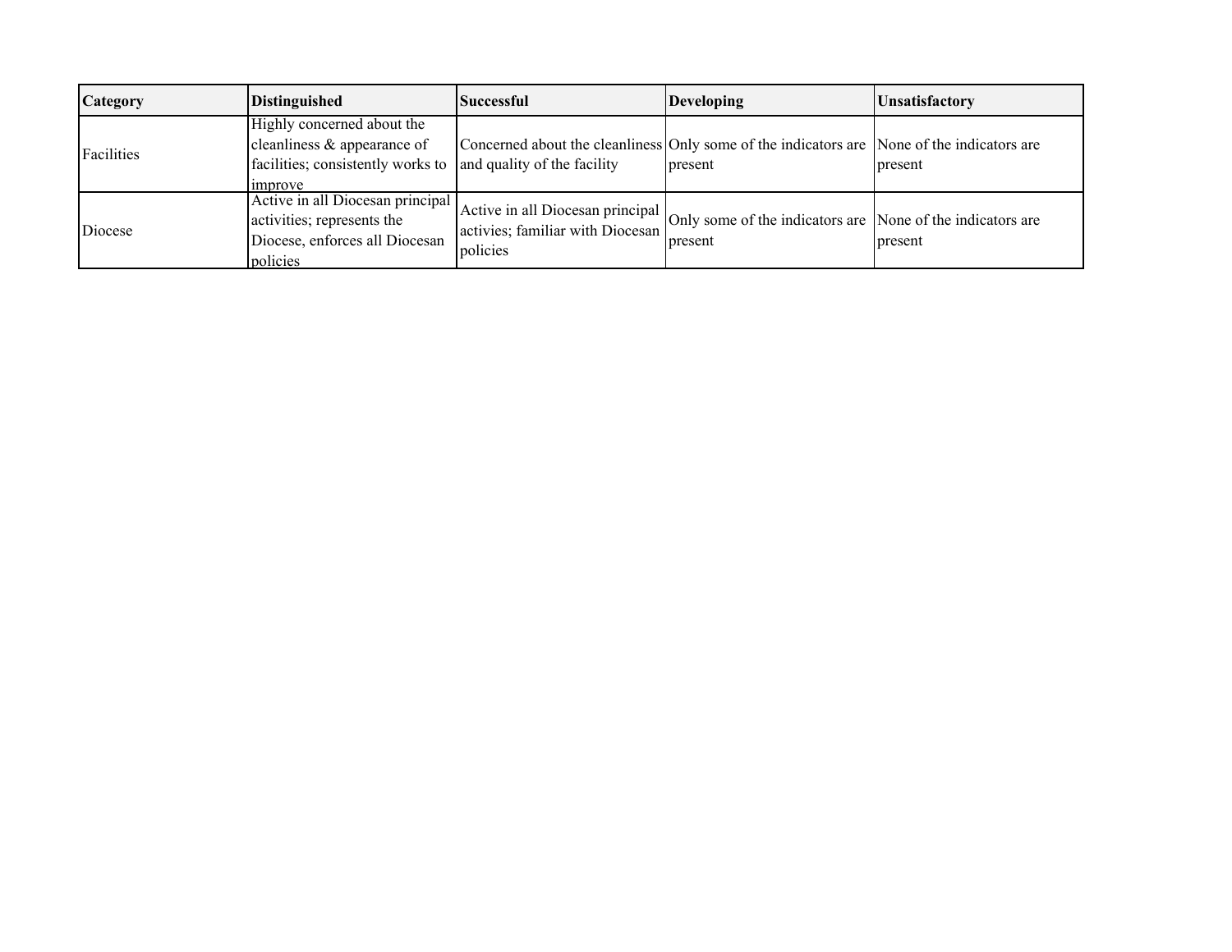| Category | Distinguished | Successful | Developing | Unsatisfactory |
| --- | --- | --- | --- | --- |
| Facilities | Highly concerned about the cleanliness & appearance of facilities; consistently works to improve | Concerned about the cleanliness and quality of the facility | Only some of the indicators are present | None of the indicators are present |
| Diocese | Active in all Diocesan principal activities; represents the Diocese, enforces all Diocesan policies | Active in all Diocesan principal activies; familiar with Diocesan policies | Only some of the indicators are present | None of the indicators are present |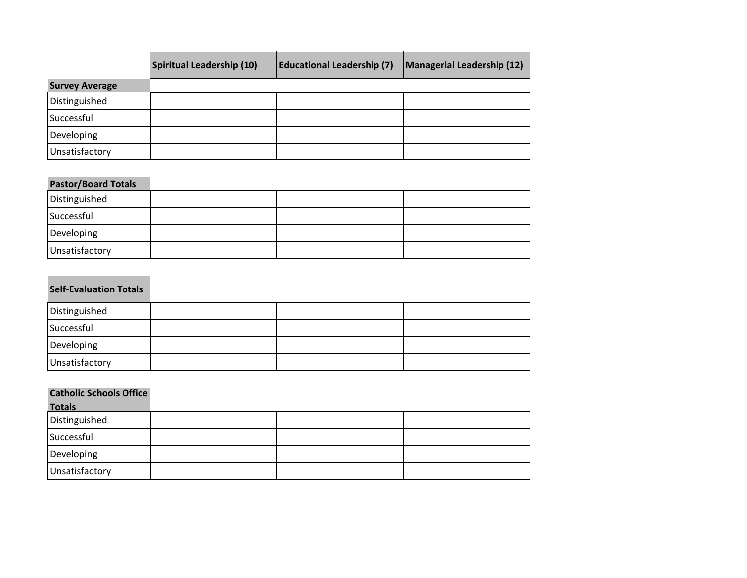| | Spiritual Leadership (10) | Educational Leadership (7) | Managerial Leadership (12) |
|---|---|---|---|
| **Survey Average** | | | |
| Distinguished | | | |
| Successful | | | |
| Developing | | | |
| Unsatisfactory | | | |

| **Pastor/Board Totals** | | | |
|---|---|---|---|
| Distinguished | | | |
| Successful | | | |
| Developing | | | |
| Unsatisfactory | | | |

| **Self-Evaluation Totals** | | | |
|---|---|---|---|
| Distinguished | | | |
| Successful | | | |
| Developing | | | |
| Unsatisfactory | | | |

| **Catholic Schools Office Totals** | | | |
|---|---|---|---|
| Distinguished | | | |
| Successful | | | |
| Developing | | | |
| Unsatisfactory | | | |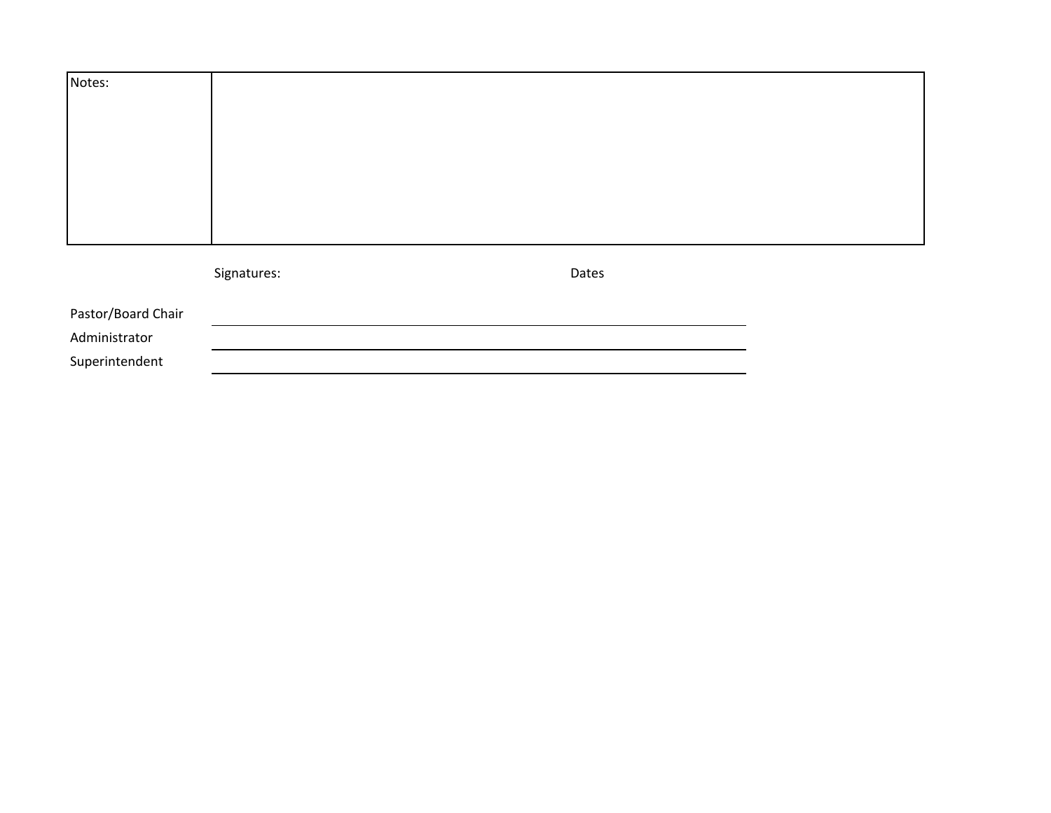| | |
|---|---|
| Notes: | |

| | Signatures: | Dates |
|---|---|---|
| Pastor/Board Chair | | |
| Administrator | | |
| Superintendent | | |